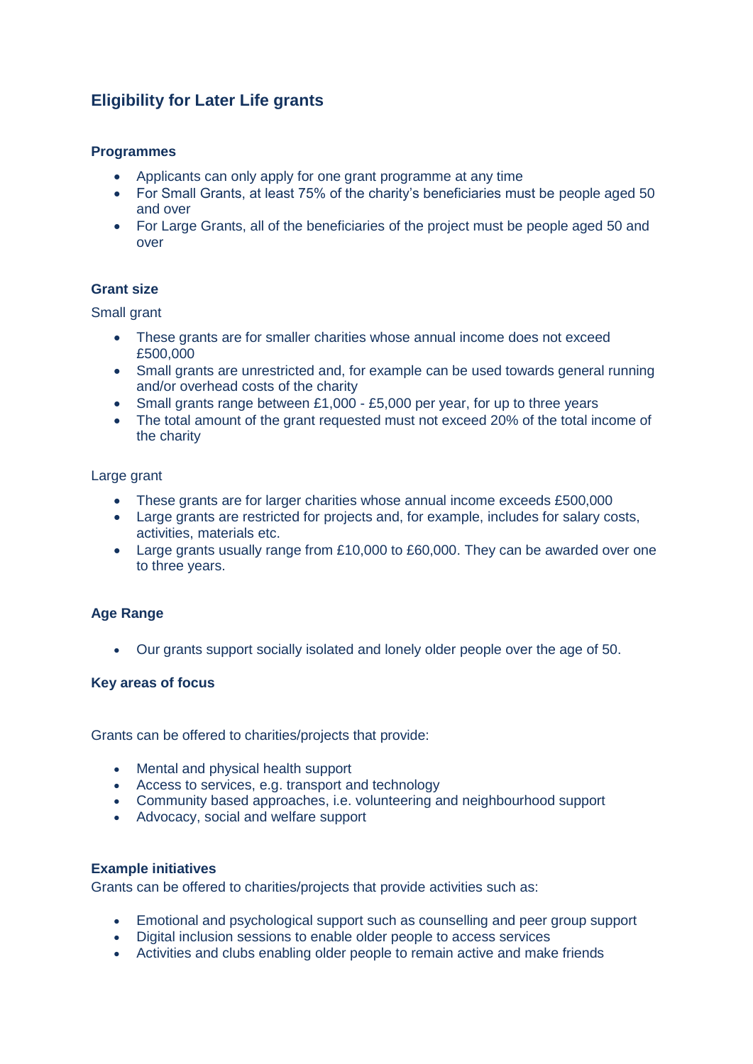# Eligibility for Later Life grants

### Programmes

- Applicants can only apply for one grant programme at any time
- For Small Grants, at least 75% of the charity's beneficiaries must be people aged 50 and over
- For Large Grants, all of the beneficiaries of the project must be people aged 50 and over

### Grant size

Small grant

- These grants are for smaller charities whose annual income does not exceed £500,000
- Small grants are unrestricted and, for example can be used towards general running and/or overhead costs of the charity
- Small grants range between £1,000 - £5,000 per year, for up to three years
- The total amount of the grant requested must not exceed 20% of the total income of the charity

Large grant

- These grants are for larger charities whose annual income exceeds £500,000
- Large grants are restricted for projects and, for example, includes for salary costs, activities, materials etc.
- Large grants usually range from £10,000 to £60,000. They can be awarded over one to three years.

### Age Range

- Our grants support socially isolated and lonely older people over the age of 50.

### Key areas of focus

Grants can be offered to charities/projects that provide:

- Mental and physical health support
- Access to services, e.g. transport and technology
- Community based approaches, i.e. volunteering and neighbourhood support
- Advocacy, social and welfare support

### Example initiatives

Grants can be offered to charities/projects that provide activities such as:

- Emotional and psychological support such as counselling and peer group support
- Digital inclusion sessions to enable older people to access services
- Activities and clubs enabling older people to remain active and make friends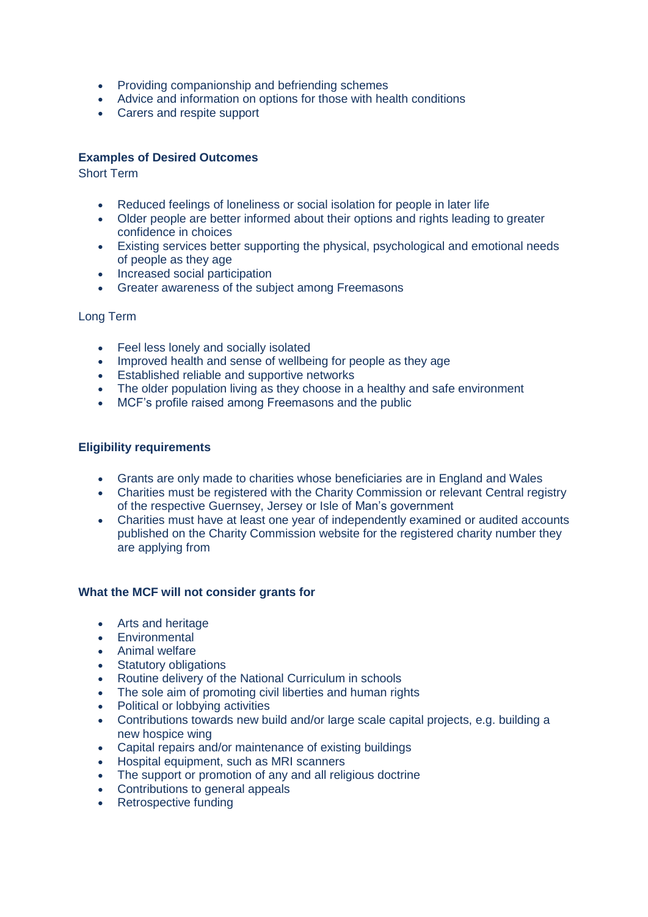- Providing companionship and befriending schemes
- Advice and information on options for those with health conditions
- Carers and respite support

**Examples of Desired Outcomes**

Short Term

- Reduced feelings of loneliness or social isolation for people in later life
- Older people are better informed about their options and rights leading to greater confidence in choices
- Existing services better supporting the physical, psychological and emotional needs of people as they age
- Increased social participation
- Greater awareness of the subject among Freemasons

Long Term

- Feel less lonely and socially isolated
- Improved health and sense of wellbeing for people as they age
- Established reliable and supportive networks
- The older population living as they choose in a healthy and safe environment
- MCF's profile raised among Freemasons and the public

**Eligibility requirements**

- Grants are only made to charities whose beneficiaries are in England and Wales
- Charities must be registered with the Charity Commission or relevant Central registry of the respective Guernsey, Jersey or Isle of Man's government
- Charities must have at least one year of independently examined or audited accounts published on the Charity Commission website for the registered charity number they are applying from

**What the MCF will not consider grants for**

- Arts and heritage
- Environmental
- Animal welfare
- Statutory obligations
- Routine delivery of the National Curriculum in schools
- The sole aim of promoting civil liberties and human rights
- Political or lobbying activities
- Contributions towards new build and/or large scale capital projects, e.g. building a new hospice wing
- Capital repairs and/or maintenance of existing buildings
- Hospital equipment, such as MRI scanners
- The support or promotion of any and all religious doctrine
- Contributions to general appeals
- Retrospective funding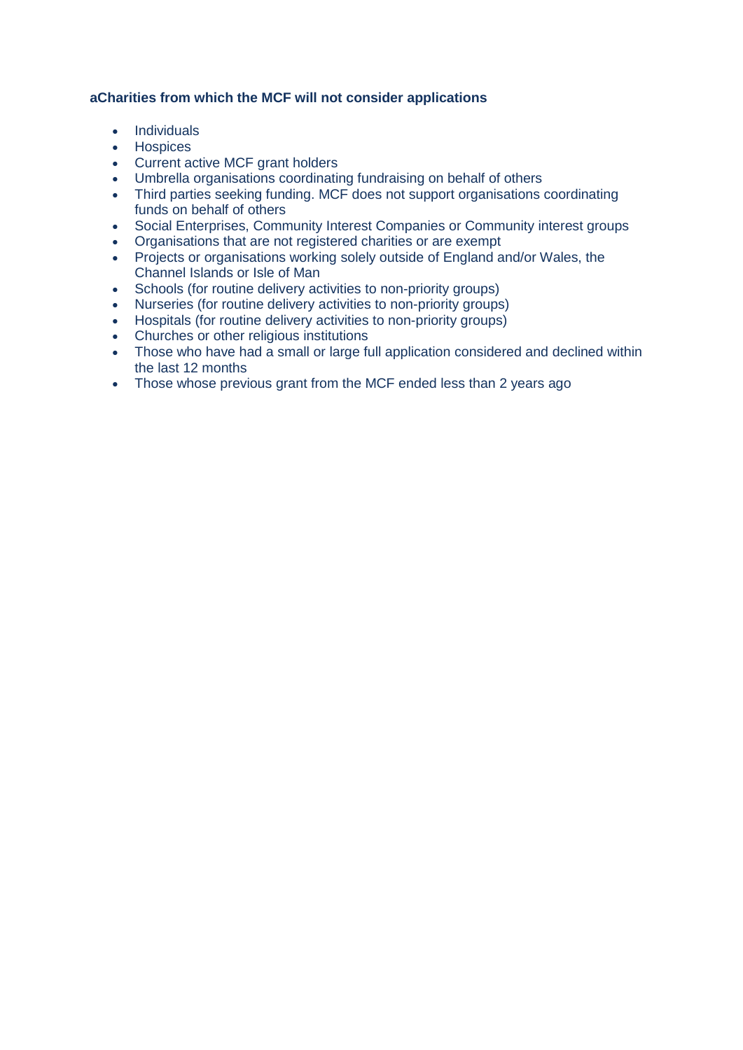**aCharities from which the MCF will not consider applications**

- Individuals
- Hospices
- Current active MCF grant holders
- Umbrella organisations coordinating fundraising on behalf of others
- Third parties seeking funding. MCF does not support organisations coordinating funds on behalf of others
- Social Enterprises, Community Interest Companies or Community interest groups
- Organisations that are not registered charities or are exempt
- Projects or organisations working solely outside of England and/or Wales, the Channel Islands or Isle of Man
- Schools (for routine delivery activities to non-priority groups)
- Nurseries (for routine delivery activities to non-priority groups)
- Hospitals (for routine delivery activities to non-priority groups)
- Churches or other religious institutions
- Those who have had a small or large full application considered and declined within the last 12 months
- Those whose previous grant from the MCF ended less than 2 years ago